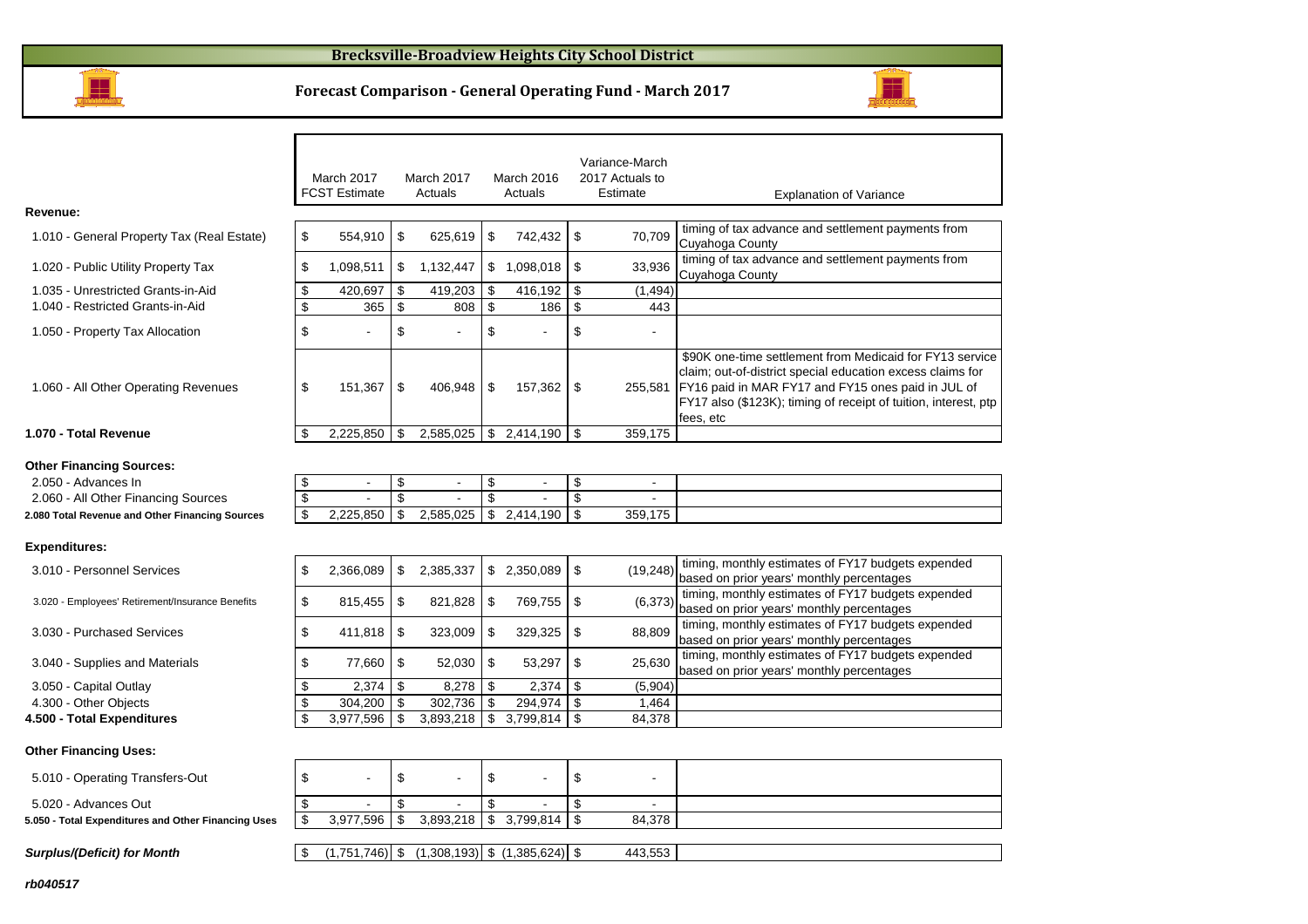# Brecksville-Broadview Heights City School District

## Forecast Comparison - General Operating Fund - March 2017

| | March 2017 FCST Estimate | March 2017 Actuals | March 2016 Actuals | Variance-March 2017 Actuals to Estimate | Explanation of Variance |
|---|---|---|---|---|---|
| **Revenue:** | | | | | |
| 1.010 - General Property Tax (Real Estate) | $ 554,910 | $ 625,619 | $ 742,432 | $ 70,709 | timing of tax advance and settlement payments from Cuyahoga County |
| 1.020 - Public Utility Property Tax | $ 1,098,511 | $ 1,132,447 | $ 1,098,018 | $ 33,936 | timing of tax advance and settlement payments from Cuyahoga County |
| 1.035 - Unrestricted Grants-in-Aid | $ 420,697 | $ 419,203 | $ 416,192 | $ (1,494) | |
| 1.040 - Restricted Grants-in-Aid | $ 365 | $ 808 | $ 186 | $ 443 | |
| 1.050 - Property Tax Allocation | $ - | $ - | $ - | $ - | |
| 1.060 - All Other Operating Revenues | $ 151,367 | $ 406,948 | $ 157,362 | $ 255,581 | $90K one-time settlement from Medicaid for FY13 service claim; out-of-district special education excess claims for FY16 paid in MAR FY17 and FY15 ones paid in JUL of FY17 also ($123K); timing of receipt of tuition, interest, ptp fees, etc |
| **1.070 - Total Revenue** | $ 2,225,850 | $ 2,585,025 | $ 2,414,190 | $ 359,175 | |
| **Other Financing Sources:** | | | | | |
| 2.050 - Advances In | $ - | $ - | $ - | $ - | |
| 2.060 - All Other Financing Sources | $ - | $ - | $ - | $ - | |
| **2.080 Total Revenue and Other Financing Sources** | $ 2,225,850 | $ 2,585,025 | $ 2,414,190 | $ 359,175 | |
| **Expenditures:** | | | | | |
| 3.010 - Personnel Services | $ 2,366,089 | $ 2,385,337 | $ 2,350,089 | $ (19,248) | timing, monthly estimates of FY17 budgets expended based on prior years' monthly percentages |
| 3.020 - Employees' Retirement/Insurance Benefits | $ 815,455 | $ 821,828 | $ 769,755 | $ (6,373) | timing, monthly estimates of FY17 budgets expended based on prior years' monthly percentages |
| 3.030 - Purchased Services | $ 411,818 | $ 323,009 | $ 329,325 | $ 88,809 | timing, monthly estimates of FY17 budgets expended based on prior years' monthly percentages |
| 3.040 - Supplies and Materials | $ 77,660 | $ 52,030 | $ 53,297 | $ 25,630 | timing, monthly estimates of FY17 budgets expended based on prior years' monthly percentages |
| 3.050 - Capital Outlay | $ 2,374 | $ 8,278 | $ 2,374 | $ (5,904) | |
| 4.300 - Other Objects | $ 304,200 | $ 302,736 | $ 294,974 | $ 1,464 | |
| **4.500 - Total Expenditures** | $ 3,977,596 | $ 3,893,218 | $ 3,799,814 | $ 84,378 | |
| **Other Financing Uses:** | | | | | |
| 5.010 - Operating Transfers-Out | $ - | $ - | $ - | $ - | |
| 5.020 - Advances Out | $ - | $ - | $ - | $ - | |
| **5.050 - Total Expenditures and Other Financing Uses** | $ 3,977,596 | $ 3,893,218 | $ 3,799,814 | $ 84,378 | |
| ***Surplus/(Deficit) for Month*** | $ (1,751,746) | $ (1,308,193) | $ (1,385,624) | $ 443,553 | |

***rb040517***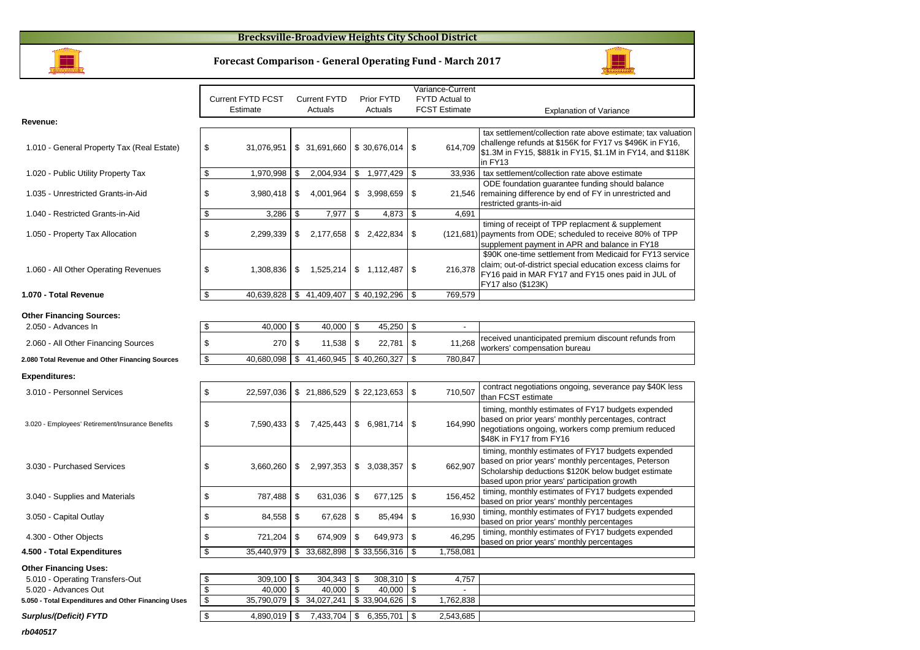# Brecksville-Broadview Heights City School District

## Forecast Comparison - General Operating Fund - March 2017

| | Current FYTD FCST Estimate | Current FYTD Actuals | Prior FYTD Actuals | Variance-Current FYTD Actual to FCST Estimate | Explanation of Variance |
|---|---|---|---|---|---|
| **Revenue:** | | | | | |
| 1.010 - General Property Tax (Real Estate) | $ 31,076,951 | $ 31,691,660 | $ 30,676,014 | $ 614,709 | tax settlement/collection rate above estimate; tax valuation challenge refunds at $156K for FY17 vs $496K in FY16, $1.3M in FY15, $881k in FY15, $1.1M in FY14, and $118K in FY13 |
| 1.020 - Public Utility Property Tax | $ 1,970,998 | $ 2,004,934 | $ 1,977,429 | $ 33,936 | tax settlement/collection rate above estimate |
| 1.035 - Unrestricted Grants-in-Aid | $ 3,980,418 | $ 4,001,964 | $ 3,998,659 | $ 21,546 | ODE foundation guarantee funding should balance remaining difference by end of FY in unrestricted and restricted grants-in-aid |
| 1.040 - Restricted Grants-in-Aid | $ 3,286 | $ 7,977 | $ 4,873 | $ 4,691 | |
| 1.050 - Property Tax Allocation | $ 2,299,339 | $ 2,177,658 | $ 2,422,834 | $ (121,681) | timing of receipt of TPP replacment & supplement payments from ODE; scheduled to receive 80% of TPP supplement payment in APR and balance in FY18 |
| 1.060 - All Other Operating Revenues | $ 1,308,836 | $ 1,525,214 | $ 1,112,487 | $ 216,378 | $90K one-time settlement from Medicaid for FY13 service claim; out-of-district special education excess claims for FY16 paid in MAR FY17 and FY15 ones paid in JUL of FY17 also ($123K) |
| **1.070 - Total Revenue** | $ 40,639,828 | $ 41,409,407 | $ 40,192,296 | $ 769,579 | |
| **Other Financing Sources:** | | | | | |
| 2.050 - Advances In | $ 40,000 | $ 40,000 | $ 45,250 | $ - | |
| 2.060 - All Other Financing Sources | $ 270 | $ 11,538 | $ 22,781 | $ 11,268 | received unanticipated premium discount refunds from workers' compensation bureau |
| **2.080 Total Revenue and Other Financing Sources** | $ 40,680,098 | $ 41,460,945 | $ 40,260,327 | $ 780,847 | |
| **Expenditures:** | | | | | |
| 3.010 - Personnel Services | $ 22,597,036 | $ 21,886,529 | $ 22,123,653 | $ 710,507 | contract negotiations ongoing, severance pay $40K less than FCST estimate |
| 3.020 - Employees' Retirement/Insurance Benefits | $ 7,590,433 | $ 7,425,443 | $ 6,981,714 | $ 164,990 | timing, monthly estimates of FY17 budgets expended based on prior years' monthly percentages, contract negotiations ongoing, workers comp premium reduced $48K in FY17 from FY16 |
| 3.030 - Purchased Services | $ 3,660,260 | $ 2,997,353 | $ 3,038,357 | $ 662,907 | timing, monthly estimates of FY17 budgets expended based on prior years' monthly percentages, Peterson Scholarship deductions $120K below budget estimate based upon prior years' participation growth |
| 3.040 - Supplies and Materials | $ 787,488 | $ 631,036 | $ 677,125 | $ 156,452 | timing, monthly estimates of FY17 budgets expended based on prior years' monthly percentages |
| 3.050 - Capital Outlay | $ 84,558 | $ 67,628 | $ 85,494 | $ 16,930 | timing, monthly estimates of FY17 budgets expended based on prior years' monthly percentages |
| 4.300 - Other Objects | $ 721,204 | $ 674,909 | $ 649,973 | $ 46,295 | timing, monthly estimates of FY17 budgets expended based on prior years' monthly percentages |
| **4.500 - Total Expenditures** | $ 35,440,979 | $ 33,682,898 | $ 33,556,316 | $ 1,758,081 | |
| **Other Financing Uses:** | | | | | |
| 5.010 - Operating Transfers-Out | $ 309,100 | $ 304,343 | $ 308,310 | $ 4,757 | |
| 5.020 - Advances Out | $ 40,000 | $ 40,000 | $ 40,000 | $ - | |
| **5.050 - Total Expenditures and Other Financing Uses** | $ 35,790,079 | $ 34,027,241 | $ 33,904,626 | $ 1,762,838 | |
| ***Surplus/(Deficit) FYTD*** | $ 4,890,019 | $ 7,433,704 | $ 6,355,701 | $ 2,543,685 | |

*rb040517*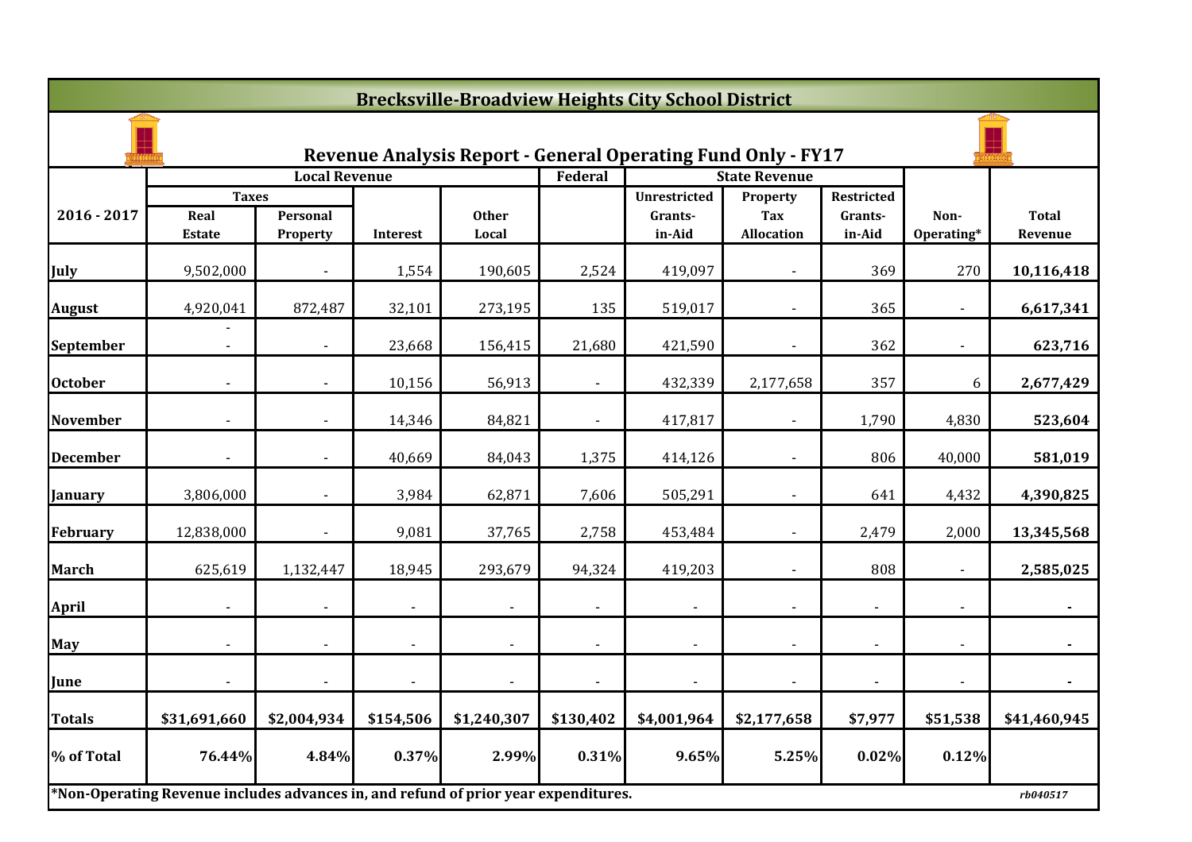# Brecksville-Broadview Heights City School District

## Revenue Analysis Report - General Operating Fund Only - FY17

| 2016 - 2017 | Local Revenue | | | | Federal | State Revenue | | | | |
|---|---|---|---|---|---|---|---|---|---|---|
| | Taxes | | | | | | | | | |
| | Real Estate | Personal Property | Interest | Other Local | | Unrestricted Grants-in-Aid | Property Tax Allocation | Restricted Grants-in-Aid | Non-Operating* | Total Revenue |
| **July** | 9,502,000 | - | 1,554 | 190,605 | 2,524 | 419,097 | - | 369 | 270 | **10,116,418** |
| **August** | 4,920,041 | 872,487 | 32,101 | 273,195 | 135 | 519,017 | - | 365 | - | **6,617,341** |
| **September** | - - | - | 23,668 | 156,415 | 21,680 | 421,590 | - | 362 | - | **623,716** |
| **October** | - | - | 10,156 | 56,913 | - | 432,339 | 2,177,658 | 357 | 6 | **2,677,429** |
| **November** | - | - | 14,346 | 84,821 | - | 417,817 | - | 1,790 | 4,830 | **523,604** |
| **December** | - | - | 40,669 | 84,043 | 1,375 | 414,126 | - | 806 | 40,000 | **581,019** |
| **January** | 3,806,000 | - | 3,984 | 62,871 | 7,606 | 505,291 | - | 641 | 4,432 | **4,390,825** |
| **February** | 12,838,000 | - | 9,081 | 37,765 | 2,758 | 453,484 | - | 2,479 | 2,000 | **13,345,568** |
| **March** | 625,619 | 1,132,447 | 18,945 | 293,679 | 94,324 | 419,203 | - | 808 | - | **2,585,025** |
| **April** | - | - | - | - | - | - | - | - | - | **-** |
| **May** | - | - | - | - | - | - | - | - | - | **-** |
| **June** | - | - | - | - | - | - | - | - | - | **-** |
| **Totals** | **$31,691,660** | **$2,004,934** | **$154,506** | **$1,240,307** | **$130,402** | **$4,001,964** | **$2,177,658** | **$7,977** | **$51,538** | **$41,460,945** |
| **% of Total** | **76.44%** | **4.84%** | **0.37%** | **2.99%** | **0.31%** | **9.65%** | **5.25%** | **0.02%** | **0.12%** | |

**\*Non-Operating Revenue includes advances in, and refund of prior year expenditures.**

*rb040517*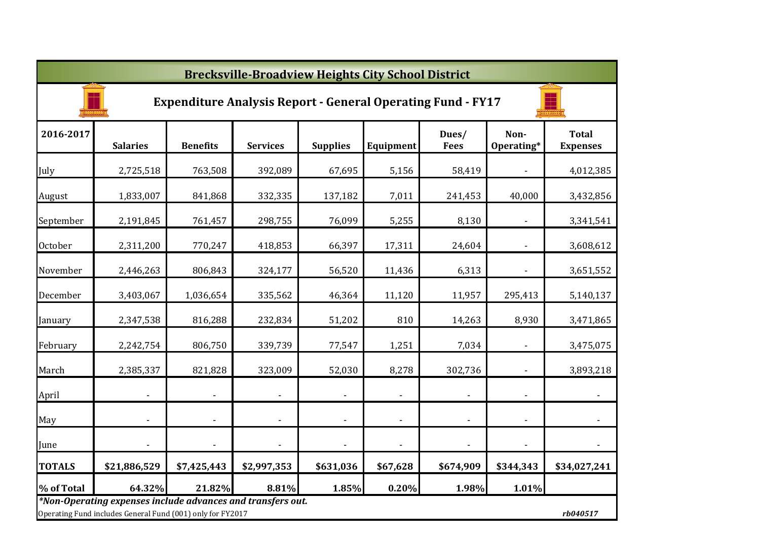# Brecksville-Broadview Heights City School District

## Expenditure Analysis Report - General Operating Fund - FY17

| 2016-2017 | Salaries | Benefits | Services | Supplies | Equipment | Dues/ Fees | Non-Operating* | Total Expenses |
|---|---|---|---|---|---|---|---|---|
| July | 2,725,518 | 763,508 | 392,089 | 67,695 | 5,156 | 58,419 | - | 4,012,385 |
| August | 1,833,007 | 841,868 | 332,335 | 137,182 | 7,011 | 241,453 | 40,000 | 3,432,856 |
| September | 2,191,845 | 761,457 | 298,755 | 76,099 | 5,255 | 8,130 | - | 3,341,541 |
| October | 2,311,200 | 770,247 | 418,853 | 66,397 | 17,311 | 24,604 | - | 3,608,612 |
| November | 2,446,263 | 806,843 | 324,177 | 56,520 | 11,436 | 6,313 | - | 3,651,552 |
| December | 3,403,067 | 1,036,654 | 335,562 | 46,364 | 11,120 | 11,957 | 295,413 | 5,140,137 |
| January | 2,347,538 | 816,288 | 232,834 | 51,202 | 810 | 14,263 | 8,930 | 3,471,865 |
| February | 2,242,754 | 806,750 | 339,739 | 77,547 | 1,251 | 7,034 | - | 3,475,075 |
| March | 2,385,337 | 821,828 | 323,009 | 52,030 | 8,278 | 302,736 | - | 3,893,218 |
| April | - | - | - | - | - | - | - | - |
| May | - | - | - | - | - | - | - | - |
| June | - | - | - | - | - | - | - | - |
| **TOTALS** | **$21,886,529** | **$7,425,443** | **$2,997,353** | **$631,036** | **$67,628** | **$674,909** | **$344,343** | **$34,027,241** |
| **% of Total** | **64.32%** | **21.82%** | **8.81%** | **1.85%** | **0.20%** | **1.98%** | **1.01%** | |

***Non-Operating expenses include advances and transfers out.***

Operating Fund includes General Fund (001) only for FY2017

***rb040517***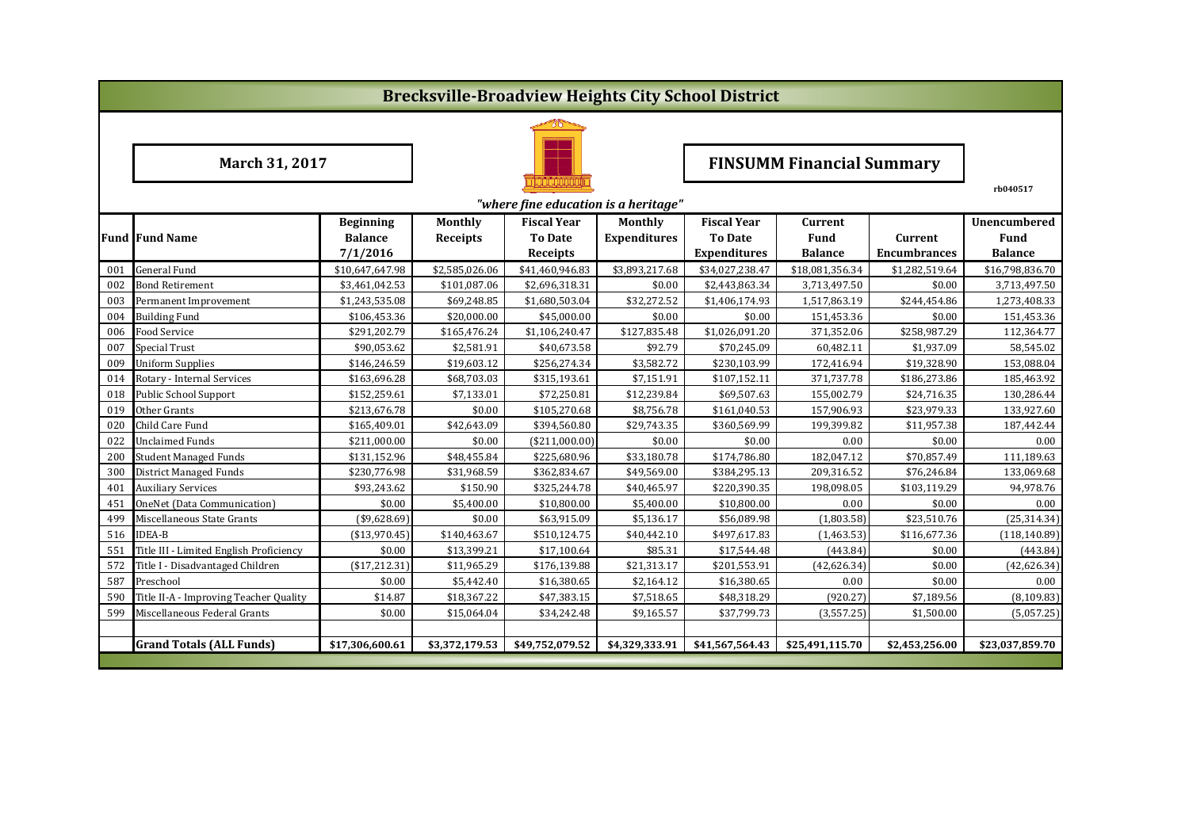# Brecksville-Broadview Heights City School District

**March 31, 2017**

**FINSUMM Financial Summary**

rb040517

*"where fine education is a heritage"*

| Fund | Fund Name | Beginning Balance 7/1/2016 | Monthly Receipts | Fiscal Year To Date Receipts | Monthly Expenditures | Fiscal Year To Date Expenditures | Current Fund Balance | Current Encumbrances | Unencumbered Fund Balance |
|---|---|---|---|---|---|---|---|---|---|
| 001 | General Fund | $10,647,647.98 | $2,585,026.06 | $41,460,946.83 | $3,893,217.68 | $34,027,238.47 | $18,081,356.34 | $1,282,519.64 | $16,798,836.70 |
| 002 | Bond Retirement | $3,461,042.53 | $101,087.06 | $2,696,318.31 | $0.00 | $2,443,863.34 | 3,713,497.50 | $0.00 | 3,713,497.50 |
| 003 | Permanent Improvement | $1,243,535.08 | $69,248.85 | $1,680,503.04 | $32,272.52 | $1,406,174.93 | 1,517,863.19 | $244,454.86 | 1,273,408.33 |
| 004 | Building Fund | $106,453.36 | $20,000.00 | $45,000.00 | $0.00 | $0.00 | 151,453.36 | $0.00 | 151,453.36 |
| 006 | Food Service | $291,202.79 | $165,476.24 | $1,106,240.47 | $127,835.48 | $1,026,091.20 | 371,352.06 | $258,987.29 | 112,364.77 |
| 007 | Special Trust | $90,053.62 | $2,581.91 | $40,673.58 | $92.79 | $70,245.09 | 60,482.11 | $1,937.09 | 58,545.02 |
| 009 | Uniform Supplies | $146,246.59 | $19,603.12 | $256,274.34 | $3,582.72 | $230,103.99 | 172,416.94 | $19,328.90 | 153,088.04 |
| 014 | Rotary - Internal Services | $163,696.28 | $68,703.03 | $315,193.61 | $7,151.91 | $107,152.11 | 371,737.78 | $186,273.86 | 185,463.92 |
| 018 | Public School Support | $152,259.61 | $7,133.01 | $72,250.81 | $12,239.84 | $69,507.63 | 155,002.79 | $24,716.35 | 130,286.44 |
| 019 | Other Grants | $213,676.78 | $0.00 | $105,270.68 | $8,756.78 | $161,040.53 | 157,906.93 | $23,979.33 | 133,927.60 |
| 020 | Child Care Fund | $165,409.01 | $42,643.09 | $394,560.80 | $29,743.35 | $360,569.99 | 199,399.82 | $11,957.38 | 187,442.44 |
| 022 | Unclaimed Funds | $211,000.00 | $0.00 | ($211,000.00) | $0.00 | $0.00 | 0.00 | $0.00 | 0.00 |
| 200 | Student Managed Funds | $131,152.96 | $48,455.84 | $225,680.96 | $33,180.78 | $174,786.80 | 182,047.12 | $70,857.49 | 111,189.63 |
| 300 | District Managed Funds | $230,776.98 | $31,968.59 | $362,834.67 | $49,569.00 | $384,295.13 | 209,316.52 | $76,246.84 | 133,069.68 |
| 401 | Auxiliary Services | $93,243.62 | $150.90 | $325,244.78 | $40,465.97 | $220,390.35 | 198,098.05 | $103,119.29 | 94,978.76 |
| 451 | OneNet (Data Communication) | $0.00 | $5,400.00 | $10,800.00 | $5,400.00 | $10,800.00 | 0.00 | $0.00 | 0.00 |
| 499 | Miscellaneous State Grants | ($9,628.69) | $0.00 | $63,915.09 | $5,136.17 | $56,089.98 | (1,803.58) | $23,510.76 | (25,314.34) |
| 516 | IDEA-B | ($13,970.45) | $140,463.67 | $510,124.75 | $40,442.10 | $497,617.83 | (1,463.53) | $116,677.36 | (118,140.89) |
| 551 | Title III - Limited English Proficiency | $0.00 | $13,399.21 | $17,100.64 | $85.31 | $17,544.48 | (443.84) | $0.00 | (443.84) |
| 572 | Title I - Disadvantaged Children | ($17,212.31) | $11,965.29 | $176,139.88 | $21,313.17 | $201,553.91 | (42,626.34) | $0.00 | (42,626.34) |
| 587 | Preschool | $0.00 | $5,442.40 | $16,380.65 | $2,164.12 | $16,380.65 | 0.00 | $0.00 | 0.00 |
| 590 | Title II-A - Improving Teacher Quality | $14.87 | $18,367.22 | $47,383.15 | $7,518.65 | $48,318.29 | (920.27) | $7,189.56 | (8,109.83) |
| 599 | Miscellaneous Federal Grants | $0.00 | $15,064.04 | $34,242.48 | $9,165.57 | $37,799.73 | (3,557.25) | $1,500.00 | (5,057.25) |
| | | | | | | | | | |
| | **Grand Totals (ALL Funds)** | **$17,306,600.61** | **$3,372,179.53** | **$49,752,079.52** | **$4,329,333.91** | **$41,567,564.43** | **$25,491,115.70** | **$2,453,256.00** | **$23,037,859.70** |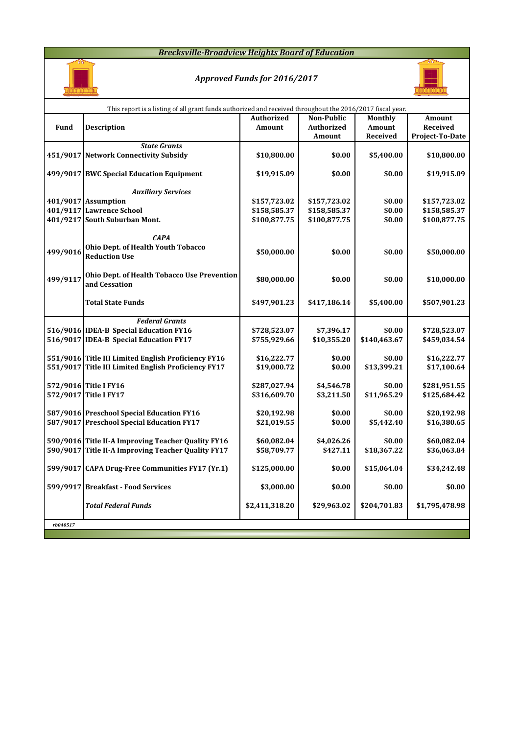# Brecksville-Broadview Heights Board of Education

## *Approved Funds for 2016/2017*

This report is a listing of all grant funds authorized and received throughout the 2016/2017 fiscal year.

| Fund | Description | Authorized Amount | Non-Public Authorized Amount | Monthly Amount Received | Amount Received Project-To-Date |
|---|---|---|---|---|---|
| | ***State Grants*** | | | | |
| 451/9017 | **Network Connectivity Subsidy** | $10,800.00 | $0.00 | $5,400.00 | $10,800.00 |
| 499/9017 | **BWC Special Education Equipment** | $19,915.09 | $0.00 | $0.00 | $19,915.09 |
| | ***Auxiliary Services*** | | | | |
| 401/9017 | **Assumption** | $157,723.02 | $157,723.02 | $0.00 | $157,723.02 |
| 401/9117 | **Lawrence School** | $158,585.37 | $158,585.37 | $0.00 | $158,585.37 |
| 401/9217 | **South Suburban Mont.** | $100,877.75 | $100,877.75 | $0.00 | $100,877.75 |
| | ***CAPA*** | | | | |
| 499/9016 | **Ohio Dept. of Health Youth Tobacco Reduction Use** | $50,000.00 | $0.00 | $0.00 | $50,000.00 |
| 499/9117 | **Ohio Dept. of Health Tobacco Use Prevention and Cessation** | $80,000.00 | $0.00 | $0.00 | $10,000.00 |
| | **Total State Funds** | $497,901.23 | $417,186.14 | $5,400.00 | $507,901.23 |
| | ***Federal Grants*** | | | | |
| 516/9016 | **IDEA-B Special Education FY16** | $728,523.07 | $7,396.17 | $0.00 | $728,523.07 |
| 516/9017 | **IDEA-B Special Education FY17** | $755,929.66 | $10,355.20 | $140,463.67 | $459,034.54 |
| 551/9016 | **Title III Limited English Proficiency FY16** | $16,222.77 | $0.00 | $0.00 | $16,222.77 |
| 551/9017 | **Title III Limited English Proficiency FY17** | $19,000.72 | $0.00 | $13,399.21 | $17,100.64 |
| 572/9016 | **Title I FY16** | $287,027.94 | $4,546.78 | $0.00 | $281,951.55 |
| 572/9017 | **Title I FY17** | $316,609.70 | $3,211.50 | $11,965.29 | $125,684.42 |
| 587/9016 | **Preschool Special Education FY16** | $20,192.98 | $0.00 | $0.00 | $20,192.98 |
| 587/9017 | **Preschool Special Education FY17** | $21,019.55 | $0.00 | $5,442.40 | $16,380.65 |
| 590/9016 | **Title II-A Improving Teacher Quality FY16** | $60,082.04 | $4,026.26 | $0.00 | $60,082.04 |
| 590/9017 | **Title II-A Improving Teacher Quality FY17** | $58,709.77 | $427.11 | $18,367.22 | $36,063.84 |
| 599/9017 | **CAPA Drug-Free Communities FY17 (Yr.1)** | $125,000.00 | $0.00 | $15,064.04 | $34,242.48 |
| 599/9917 | **Breakfast - Food Services** | $3,000.00 | $0.00 | $0.00 | $0.00 |
| | ***Total Federal Funds*** | $2,411,318.20 | $29,963.02 | $204,701.83 | $1,795,478.98 |

*rb040517*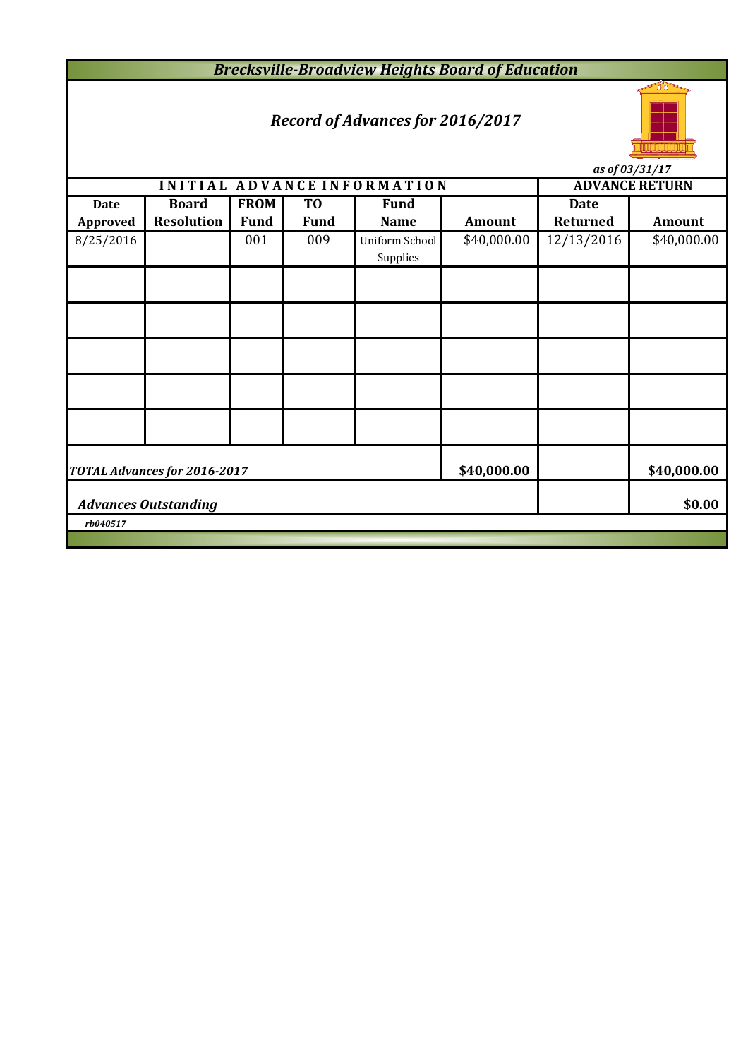# *Brecksville-Broadview Heights Board of Education*

## *Record of Advances for 2016/2017*

*as of 03/31/17*

| INITIAL ADVANCE INFORMATION | | | | | | ADVANCE RETURN | |
|---|---|---|---|---|---|---|---|
| **Date Approved** | **Board Resolution** | **FROM Fund** | **TO Fund** | **Fund Name** | **Amount** | **Date Returned** | **Amount** |
| 8/25/2016 | | 001 | 009 | Uniform School Supplies | $40,000.00 | 12/13/2016 | $40,000.00 |
| | | | | | | | |
| | | | | | | | |
| | | | | | | | |
| | | | | | | | |
| | | | | | | | |
| ***TOTAL Advances for 2016-2017*** | | | | | **$40,000.00** | | **$40,000.00** |
| ***Advances Outstanding*** | | | | | | | **$0.00** |

*rb040517*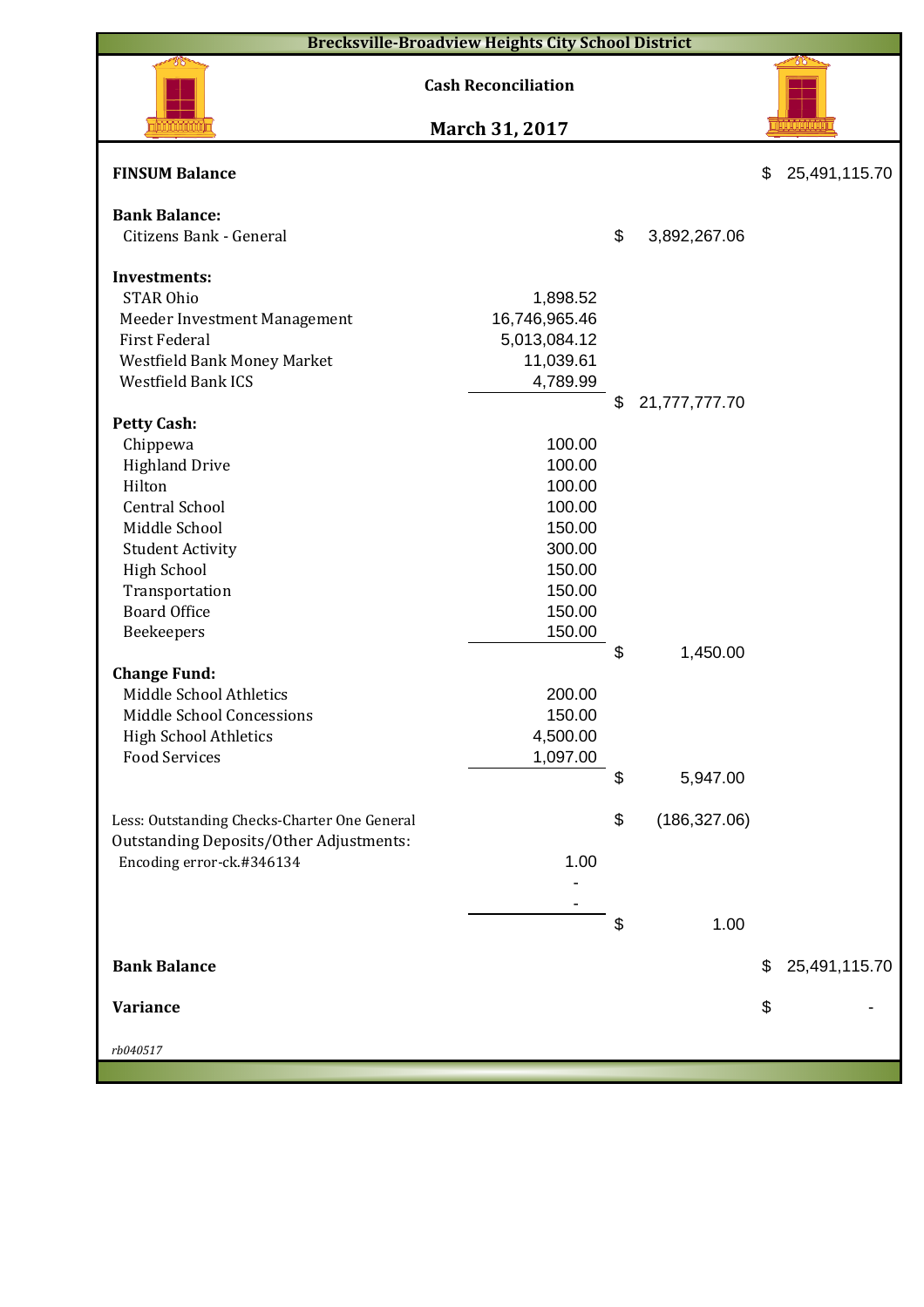# Brecksville-Broadview Heights City School District

## Cash Reconciliation

## March 31, 2017

| | | | |
|---|---|---|---|
| **FINSUM Balance** | | | $ 25,491,115.70 |
| **Bank Balance:** | | | |
| Citizens Bank - General | | $ 3,892,267.06 | |
| **Investments:** | | | |
| STAR Ohio | 1,898.52 | | |
| Meeder Investment Management | 16,746,965.46 | | |
| First Federal | 5,013,084.12 | | |
| Westfield Bank Money Market | 11,039.61 | | |
| Westfield Bank ICS | 4,789.99 | | |
| | | $ 21,777,777.70 | |
| **Petty Cash:** | | | |
| Chippewa | 100.00 | | |
| Highland Drive | 100.00 | | |
| Hilton | 100.00 | | |
| Central School | 100.00 | | |
| Middle School | 150.00 | | |
| Student Activity | 300.00 | | |
| High School | 150.00 | | |
| Transportation | 150.00 | | |
| Board Office | 150.00 | | |
| Beekeepers | 150.00 | | |
| | | $ 1,450.00 | |
| **Change Fund:** | | | |
| Middle School Athletics | 200.00 | | |
| Middle School Concessions | 150.00 | | |
| High School Athletics | 4,500.00 | | |
| Food Services | 1,097.00 | | |
| | | $ 5,947.00 | |
| Less: Outstanding Checks-Charter One General | | $ (186,327.06) | |
| Outstanding Deposits/Other Adjustments: | | | |
| Encoding error-ck.#346134 | 1.00 | | |
| | - | | |
| | - | | |
| | | $ 1.00 | |
| **Bank Balance** | | | $ 25,491,115.70 |
| **Variance** | | | $ - |

*rb040517*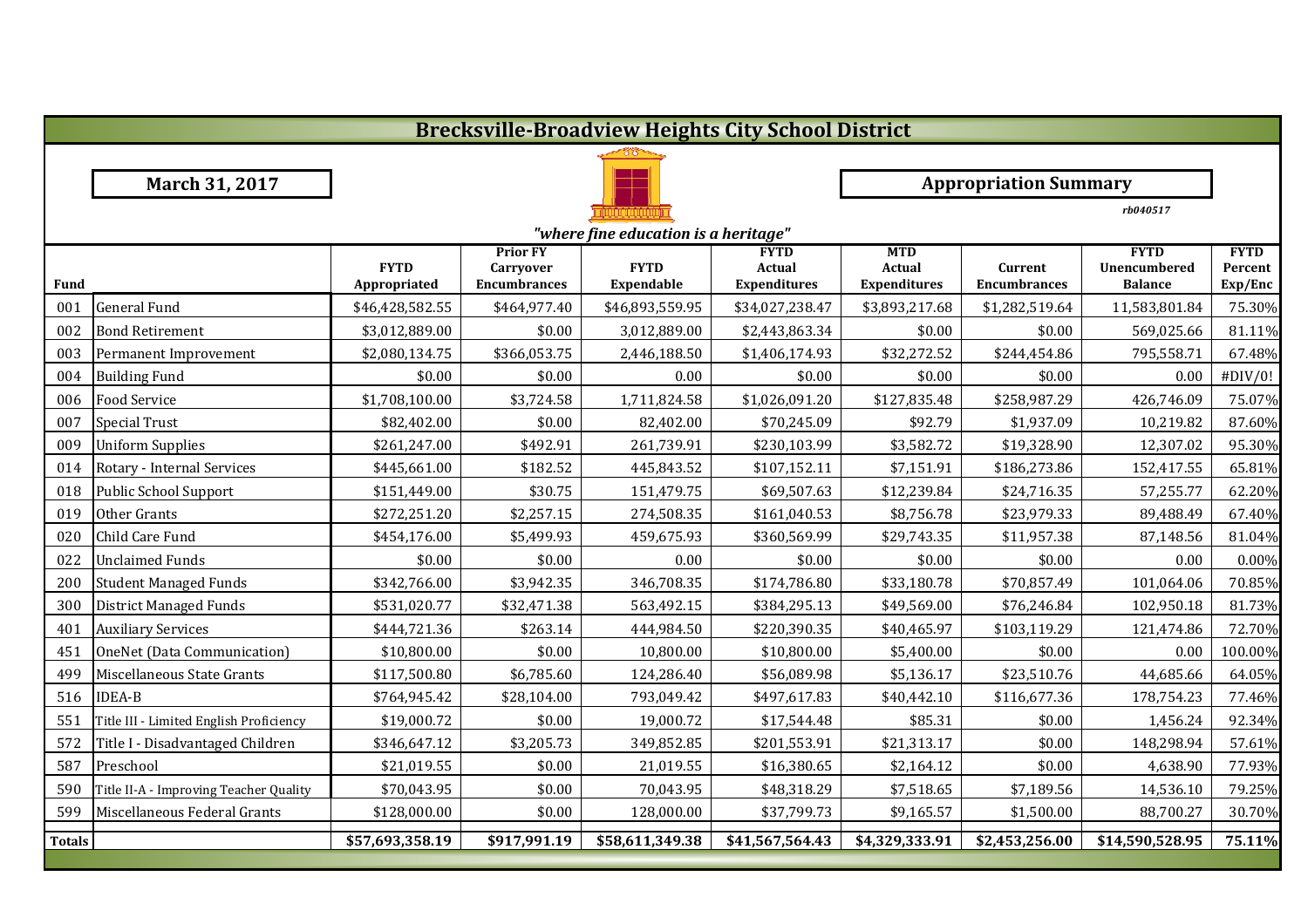# Brecksville-Broadview Heights City School District

**March 31, 2017**

**Appropriation Summary**

*rb040517*

*"where fine education is a heritage"*

| Fund | | FYTD Appropriated | Prior FY Carryover Encumbrances | FYTD Expendable | FYTD Actual Expenditures | MTD Actual Expenditures | Current Encumbrances | FYTD Unencumbered Balance | FYTD Percent Exp/Enc |
|---|---|---|---|---|---|---|---|---|---|
| 001 | General Fund | $46,428,582.55 | $464,977.40 | $46,893,559.95 | $34,027,238.47 | $3,893,217.68 | $1,282,519.64 | 11,583,801.84 | 75.30% |
| 002 | Bond Retirement | $3,012,889.00 | $0.00 | 3,012,889.00 | $2,443,863.34 | $0.00 | $0.00 | 569,025.66 | 81.11% |
| 003 | Permanent Improvement | $2,080,134.75 | $366,053.75 | 2,446,188.50 | $1,406,174.93 | $32,272.52 | $244,454.86 | 795,558.71 | 67.48% |
| 004 | Building Fund | $0.00 | $0.00 | 0.00 | $0.00 | $0.00 | $0.00 | 0.00 | #DIV/0! |
| 006 | Food Service | $1,708,100.00 | $3,724.58 | 1,711,824.58 | $1,026,091.20 | $127,835.48 | $258,987.29 | 426,746.09 | 75.07% |
| 007 | Special Trust | $82,402.00 | $0.00 | 82,402.00 | $70,245.09 | $92.79 | $1,937.09 | 10,219.82 | 87.60% |
| 009 | Uniform Supplies | $261,247.00 | $492.91 | 261,739.91 | $230,103.99 | $3,582.72 | $19,328.90 | 12,307.02 | 95.30% |
| 014 | Rotary - Internal Services | $445,661.00 | $182.52 | 445,843.52 | $107,152.11 | $7,151.91 | $186,273.86 | 152,417.55 | 65.81% |
| 018 | Public School Support | $151,449.00 | $30.75 | 151,479.75 | $69,507.63 | $12,239.84 | $24,716.35 | 57,255.77 | 62.20% |
| 019 | Other Grants | $272,251.20 | $2,257.15 | 274,508.35 | $161,040.53 | $8,756.78 | $23,979.33 | 89,488.49 | 67.40% |
| 020 | Child Care Fund | $454,176.00 | $5,499.93 | 459,675.93 | $360,569.99 | $29,743.35 | $11,957.38 | 87,148.56 | 81.04% |
| 022 | Unclaimed Funds | $0.00 | $0.00 | 0.00 | $0.00 | $0.00 | $0.00 | 0.00 | 0.00% |
| 200 | Student Managed Funds | $342,766.00 | $3,942.35 | 346,708.35 | $174,786.80 | $33,180.78 | $70,857.49 | 101,064.06 | 70.85% |
| 300 | District Managed Funds | $531,020.77 | $32,471.38 | 563,492.15 | $384,295.13 | $49,569.00 | $76,246.84 | 102,950.18 | 81.73% |
| 401 | Auxiliary Services | $444,721.36 | $263.14 | 444,984.50 | $220,390.35 | $40,465.97 | $103,119.29 | 121,474.86 | 72.70% |
| 451 | OneNet (Data Communication) | $10,800.00 | $0.00 | 10,800.00 | $10,800.00 | $5,400.00 | $0.00 | 0.00 | 100.00% |
| 499 | Miscellaneous State Grants | $117,500.80 | $6,785.60 | 124,286.40 | $56,089.98 | $5,136.17 | $23,510.76 | 44,685.66 | 64.05% |
| 516 | IDEA-B | $764,945.42 | $28,104.00 | 793,049.42 | $497,617.83 | $40,442.10 | $116,677.36 | 178,754.23 | 77.46% |
| 551 | Title III - Limited English Proficiency | $19,000.72 | $0.00 | 19,000.72 | $17,544.48 | $85.31 | $0.00 | 1,456.24 | 92.34% |
| 572 | Title I - Disadvantaged Children | $346,647.12 | $3,205.73 | 349,852.85 | $201,553.91 | $21,313.17 | $0.00 | 148,298.94 | 57.61% |
| 587 | Preschool | $21,019.55 | $0.00 | 21,019.55 | $16,380.65 | $2,164.12 | $0.00 | 4,638.90 | 77.93% |
| 590 | Title II-A - Improving Teacher Quality | $70,043.95 | $0.00 | 70,043.95 | $48,318.29 | $7,518.65 | $7,189.56 | 14,536.10 | 79.25% |
| 599 | Miscellaneous Federal Grants | $128,000.00 | $0.00 | 128,000.00 | $37,799.73 | $9,165.57 | $1,500.00 | 88,700.27 | 30.70% |
| **Totals** | | **$57,693,358.19** | **$917,991.19** | **$58,611,349.38** | **$41,567,564.43** | **$4,329,333.91** | **$2,453,256.00** | **$14,590,528.95** | **75.11%** |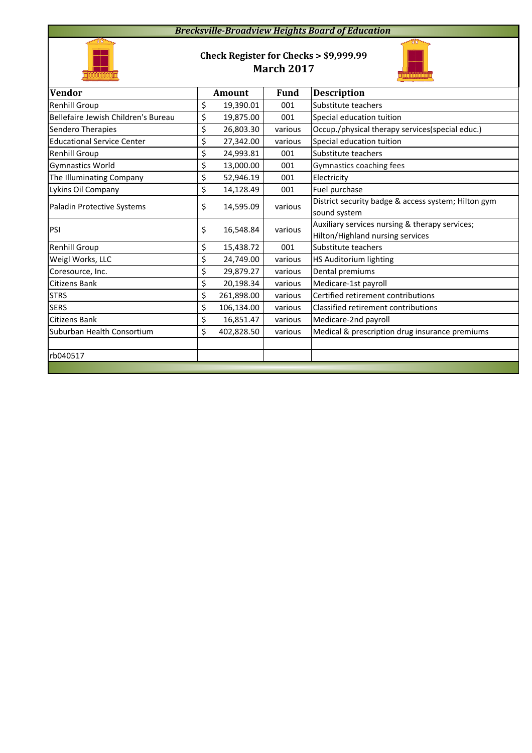*Brecksville-Broadview Heights Board of Education*

**Check Register for Checks > $9,999.99**
**March 2017**

| Vendor | Amount | Fund | Description |
|---|---|---|---|
| Renhill Group | $ 19,390.01 | 001 | Substitute teachers |
| Bellefaire Jewish Children's Bureau | $ 19,875.00 | 001 | Special education tuition |
| Sendero Therapies | $ 26,803.30 | various | Occup./physical therapy services(special educ.) |
| Educational Service Center | $ 27,342.00 | various | Special education tuition |
| Renhill Group | $ 24,993.81 | 001 | Substitute teachers |
| Gymnastics World | $ 13,000.00 | 001 | Gymnastics coaching fees |
| The Illuminating Company | $ 52,946.19 | 001 | Electricity |
| Lykins Oil Company | $ 14,128.49 | 001 | Fuel purchase |
| Paladin Protective Systems | $ 14,595.09 | various | District security badge & access system; Hilton gym sound system |
| PSI | $ 16,548.84 | various | Auxiliary services nursing & therapy services; Hilton/Highland nursing services |
| Renhill Group | $ 15,438.72 | 001 | Substitute teachers |
| Weigl Works, LLC | $ 24,749.00 | various | HS Auditorium lighting |
| Coresource, Inc. | $ 29,879.27 | various | Dental premiums |
| Citizens Bank | $ 20,198.34 | various | Medicare-1st payroll |
| STRS | $ 261,898.00 | various | Certified retirement contributions |
| SERS | $ 106,134.00 | various | Classified retirement contributions |
| Citizens Bank | $ 16,851.47 | various | Medicare-2nd payroll |
| Suburban Health Consortium | $ 402,828.50 | various | Medical & prescription drug insurance premiums |
| | | | |
| rb040517 | | | |